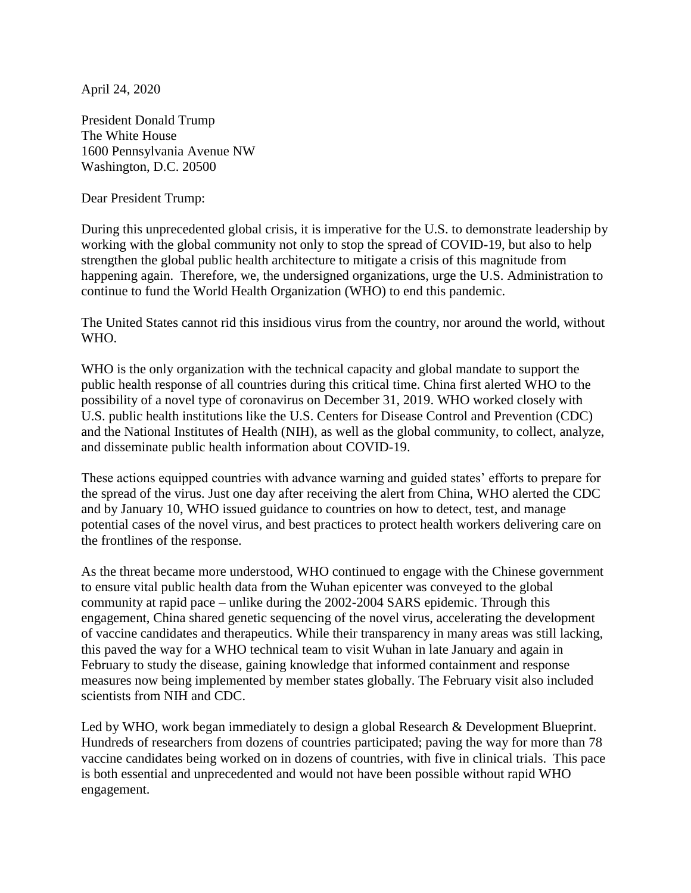April 24, 2020

President Donald Trump
The White House
1600 Pennsylvania Avenue NW
Washington, D.C. 20500

Dear President Trump:

During this unprecedented global crisis, it is imperative for the U.S. to demonstrate leadership by working with the global community not only to stop the spread of COVID-19, but also to help strengthen the global public health architecture to mitigate a crisis of this magnitude from happening again. Therefore, we, the undersigned organizations, urge the U.S. Administration to continue to fund the World Health Organization (WHO) to end this pandemic.

The United States cannot rid this insidious virus from the country, nor around the world, without WHO.

WHO is the only organization with the technical capacity and global mandate to support the public health response of all countries during this critical time. China first alerted WHO to the possibility of a novel type of coronavirus on December 31, 2019. WHO worked closely with U.S. public health institutions like the U.S. Centers for Disease Control and Prevention (CDC) and the National Institutes of Health (NIH), as well as the global community, to collect, analyze, and disseminate public health information about COVID-19.

These actions equipped countries with advance warning and guided states' efforts to prepare for the spread of the virus. Just one day after receiving the alert from China, WHO alerted the CDC and by January 10, WHO issued guidance to countries on how to detect, test, and manage potential cases of the novel virus, and best practices to protect health workers delivering care on the frontlines of the response.

As the threat became more understood, WHO continued to engage with the Chinese government to ensure vital public health data from the Wuhan epicenter was conveyed to the global community at rapid pace – unlike during the 2002-2004 SARS epidemic. Through this engagement, China shared genetic sequencing of the novel virus, accelerating the development of vaccine candidates and therapeutics. While their transparency in many areas was still lacking, this paved the way for a WHO technical team to visit Wuhan in late January and again in February to study the disease, gaining knowledge that informed containment and response measures now being implemented by member states globally. The February visit also included scientists from NIH and CDC.

Led by WHO, work began immediately to design a global Research & Development Blueprint. Hundreds of researchers from dozens of countries participated; paving the way for more than 78 vaccine candidates being worked on in dozens of countries, with five in clinical trials. This pace is both essential and unprecedented and would not have been possible without rapid WHO engagement.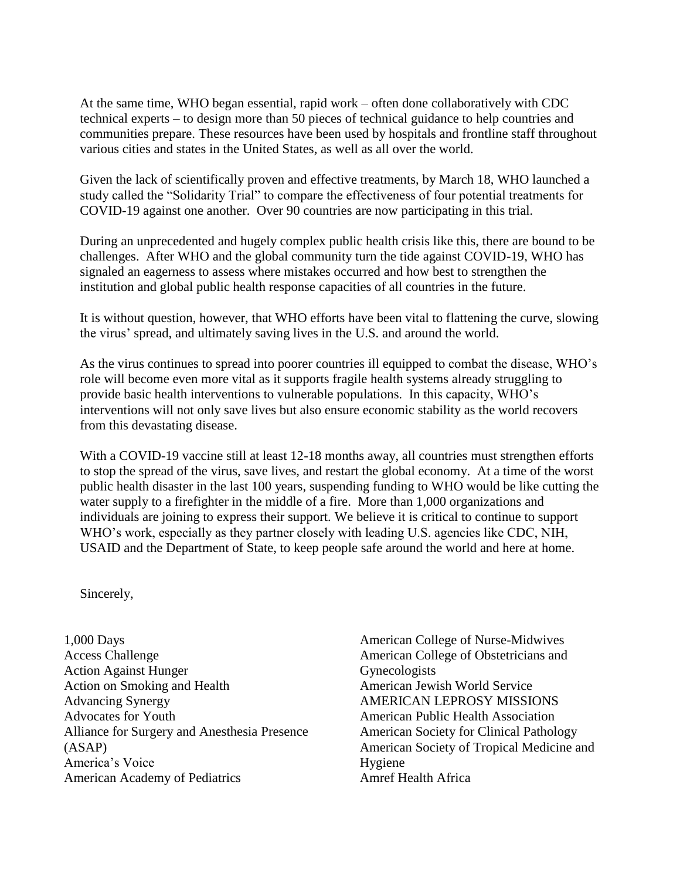At the same time, WHO began essential, rapid work – often done collaboratively with CDC technical experts – to design more than 50 pieces of technical guidance to help countries and communities prepare. These resources have been used by hospitals and frontline staff throughout various cities and states in the United States, as well as all over the world.

Given the lack of scientifically proven and effective treatments, by March 18, WHO launched a study called the "Solidarity Trial" to compare the effectiveness of four potential treatments for COVID-19 against one another. Over 90 countries are now participating in this trial.

During an unprecedented and hugely complex public health crisis like this, there are bound to be challenges. After WHO and the global community turn the tide against COVID-19, WHO has signaled an eagerness to assess where mistakes occurred and how best to strengthen the institution and global public health response capacities of all countries in the future.

It is without question, however, that WHO efforts have been vital to flattening the curve, slowing the virus' spread, and ultimately saving lives in the U.S. and around the world.

As the virus continues to spread into poorer countries ill equipped to combat the disease, WHO's role will become even more vital as it supports fragile health systems already struggling to provide basic health interventions to vulnerable populations. In this capacity, WHO's interventions will not only save lives but also ensure economic stability as the world recovers from this devastating disease.

With a COVID-19 vaccine still at least 12-18 months away, all countries must strengthen efforts to stop the spread of the virus, save lives, and restart the global economy. At a time of the worst public health disaster in the last 100 years, suspending funding to WHO would be like cutting the water supply to a firefighter in the middle of a fire. More than 1,000 organizations and individuals are joining to express their support. We believe it is critical to continue to support WHO's work, especially as they partner closely with leading U.S. agencies like CDC, NIH, USAID and the Department of State, to keep people safe around the world and here at home.

Sincerely,

1,000 Days
Access Challenge
Action Against Hunger
Action on Smoking and Health
Advancing Synergy
Advocates for Youth
Alliance for Surgery and Anesthesia Presence (ASAP)
America's Voice
American Academy of Pediatrics
American College of Nurse-Midwives
American College of Obstetricians and Gynecologists
American Jewish World Service
AMERICAN LEPROSY MISSIONS
American Public Health Association
American Society for Clinical Pathology
American Society of Tropical Medicine and Hygiene
Amref Health Africa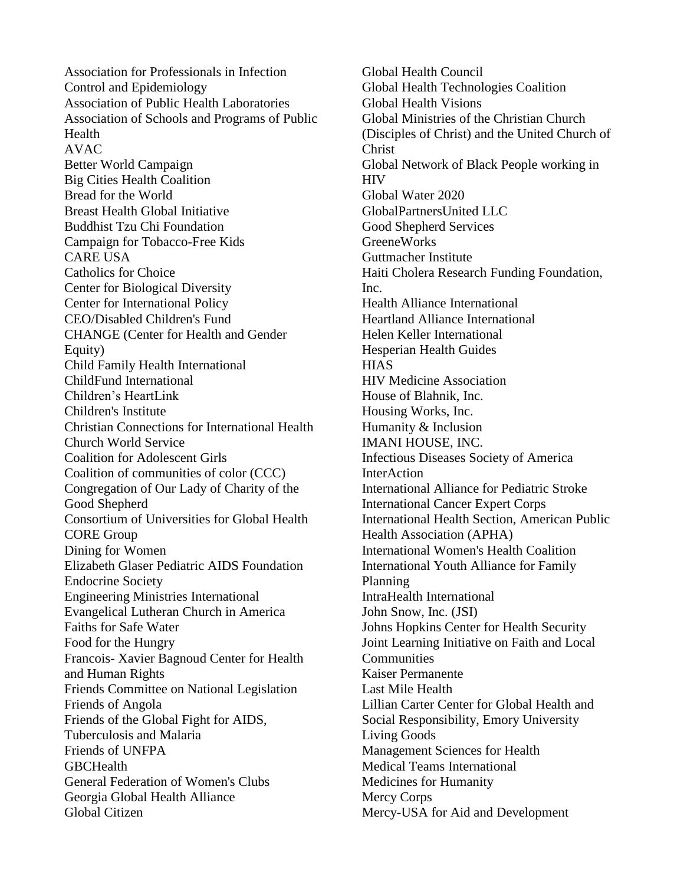Association for Professionals in Infection Control and Epidemiology
Association of Public Health Laboratories
Association of Schools and Programs of Public Health
AVAC
Better World Campaign
Big Cities Health Coalition
Bread for the World
Breast Health Global Initiative
Buddhist Tzu Chi Foundation
Campaign for Tobacco-Free Kids
CARE USA
Catholics for Choice
Center for Biological Diversity
Center for International Policy
CEO/Disabled Children's Fund
CHANGE (Center for Health and Gender Equity)
Child Family Health International
ChildFund International
Children’s HeartLink
Children's Institute
Christian Connections for International Health
Church World Service
Coalition for Adolescent Girls
Coalition of communities of color (CCC)
Congregation of Our Lady of Charity of the Good Shepherd
Consortium of Universities for Global Health
CORE Group
Dining for Women
Elizabeth Glaser Pediatric AIDS Foundation
Endocrine Society
Engineering Ministries International
Evangelical Lutheran Church in America
Faiths for Safe Water
Food for the Hungry
Francois- Xavier Bagnoud Center for Health and Human Rights
Friends Committee on National Legislation
Friends of Angola
Friends of the Global Fight for AIDS, Tuberculosis and Malaria
Friends of UNFPA
GBCHealth
General Federation of Women's Clubs
Georgia Global Health Alliance
Global Citizen
Global Health Council
Global Health Technologies Coalition
Global Health Visions
Global Ministries of the Christian Church (Disciples of Christ) and the United Church of Christ
Global Network of Black People working in HIV
Global Water 2020
GlobalPartnersUnited LLC
Good Shepherd Services
GreeneWorks
Guttmacher Institute
Haiti Cholera Research Funding Foundation, Inc.
Health Alliance International
Heartland Alliance International
Helen Keller International
Hesperian Health Guides
HIAS
HIV Medicine Association
House of Blahnik, Inc.
Housing Works, Inc.
Humanity & Inclusion
IMANI HOUSE, INC.
Infectious Diseases Society of America
InterAction
International Alliance for Pediatric Stroke
International Cancer Expert Corps
International Health Section, American Public Health Association (APHA)
International Women's Health Coalition
International Youth Alliance for Family Planning
IntraHealth International
John Snow, Inc. (JSI)
Johns Hopkins Center for Health Security
Joint Learning Initiative on Faith and Local Communities
Kaiser Permanente
Last Mile Health
Lillian Carter Center for Global Health and Social Responsibility, Emory University
Living Goods
Management Sciences for Health
Medical Teams International
Medicines for Humanity
Mercy Corps
Mercy-USA for Aid and Development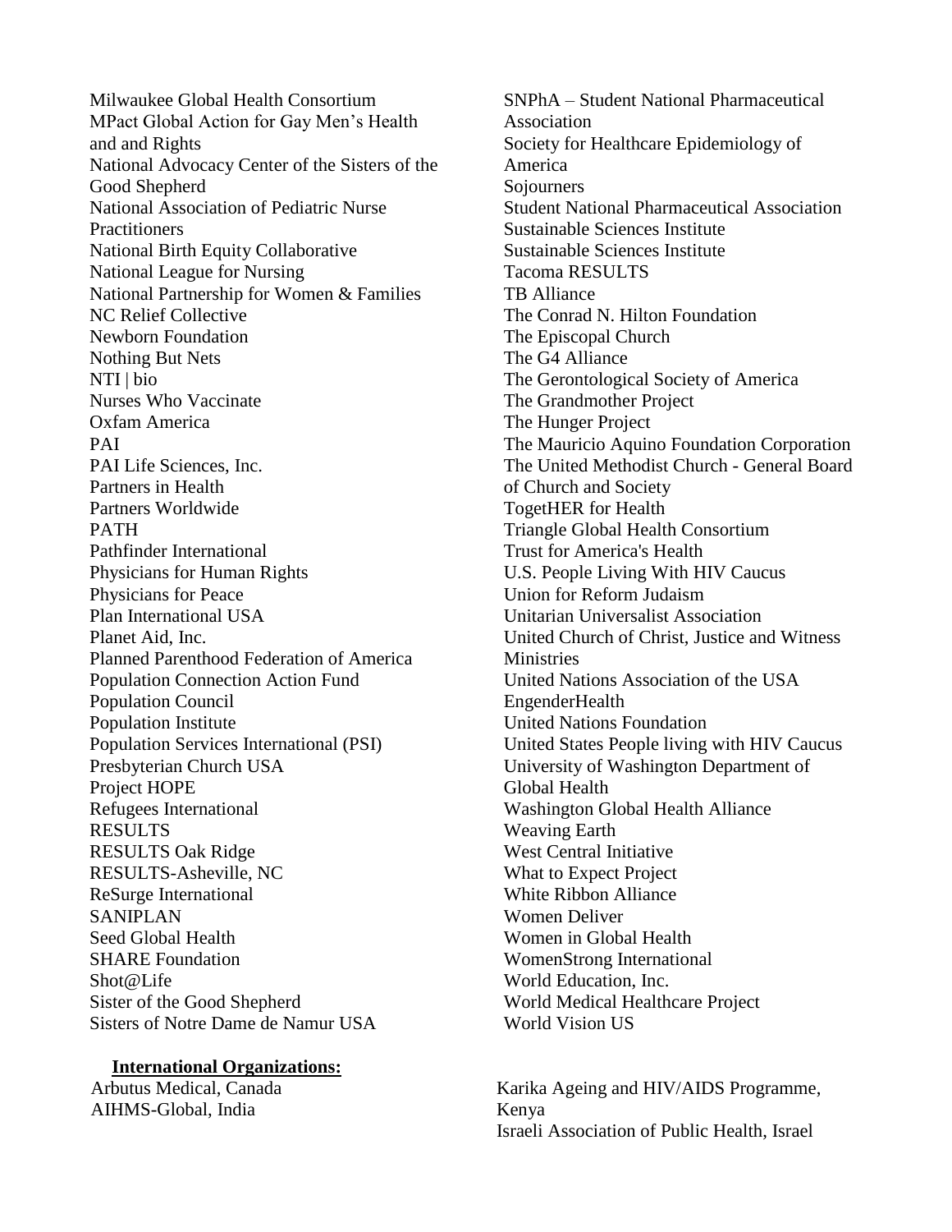Milwaukee Global Health Consortium
MPact Global Action for Gay Men's Health and and Rights
National Advocacy Center of the Sisters of the Good Shepherd
National Association of Pediatric Nurse Practitioners
National Birth Equity Collaborative
National League for Nursing
National Partnership for Women & Families
NC Relief Collective
Newborn Foundation
Nothing But Nets
NTI | bio
Nurses Who Vaccinate
Oxfam America
PAI
PAI Life Sciences, Inc.
Partners in Health
Partners Worldwide
PATH
Pathfinder International
Physicians for Human Rights
Physicians for Peace
Plan International USA
Planet Aid, Inc.
Planned Parenthood Federation of America
Population Connection Action Fund
Population Council
Population Institute
Population Services International (PSI)
Presbyterian Church USA
Project HOPE
Refugees International
RESULTS
RESULTS Oak Ridge
RESULTS-Asheville, NC
ReSurge International
SANIPLAN
Seed Global Health
SHARE Foundation
Shot@Life
Sister of the Good Shepherd
Sisters of Notre Dame de Namur USA
SNPhA – Student National Pharmaceutical Association
Society for Healthcare Epidemiology of America
Sojourners
Student National Pharmaceutical Association
Sustainable Sciences Institute
Sustainable Sciences Institute
Tacoma RESULTS
TB Alliance
The Conrad N. Hilton Foundation
The Episcopal Church
The G4 Alliance
The Gerontological Society of America
The Grandmother Project
The Hunger Project
The Mauricio Aquino Foundation Corporation
The United Methodist Church - General Board of Church and Society
TogetHER for Health
Triangle Global Health Consortium
Trust for America's Health
U.S. People Living With HIV Caucus
Union for Reform Judaism
Unitarian Universalist Association
United Church of Christ, Justice and Witness Ministries
United Nations Association of the USA
EngenderHealth
United Nations Foundation
United States People living with HIV Caucus
University of Washington Department of Global Health
Washington Global Health Alliance
Weaving Earth
West Central Initiative
What to Expect Project
White Ribbon Alliance
Women Deliver
Women in Global Health
WomenStrong International
World Education, Inc.
World Medical Healthcare Project
World Vision US

**International Organizations:**

Arbutus Medical, Canada
AIHMS-Global, India
Karika Ageing and HIV/AIDS Programme, Kenya
Israeli Association of Public Health, Israel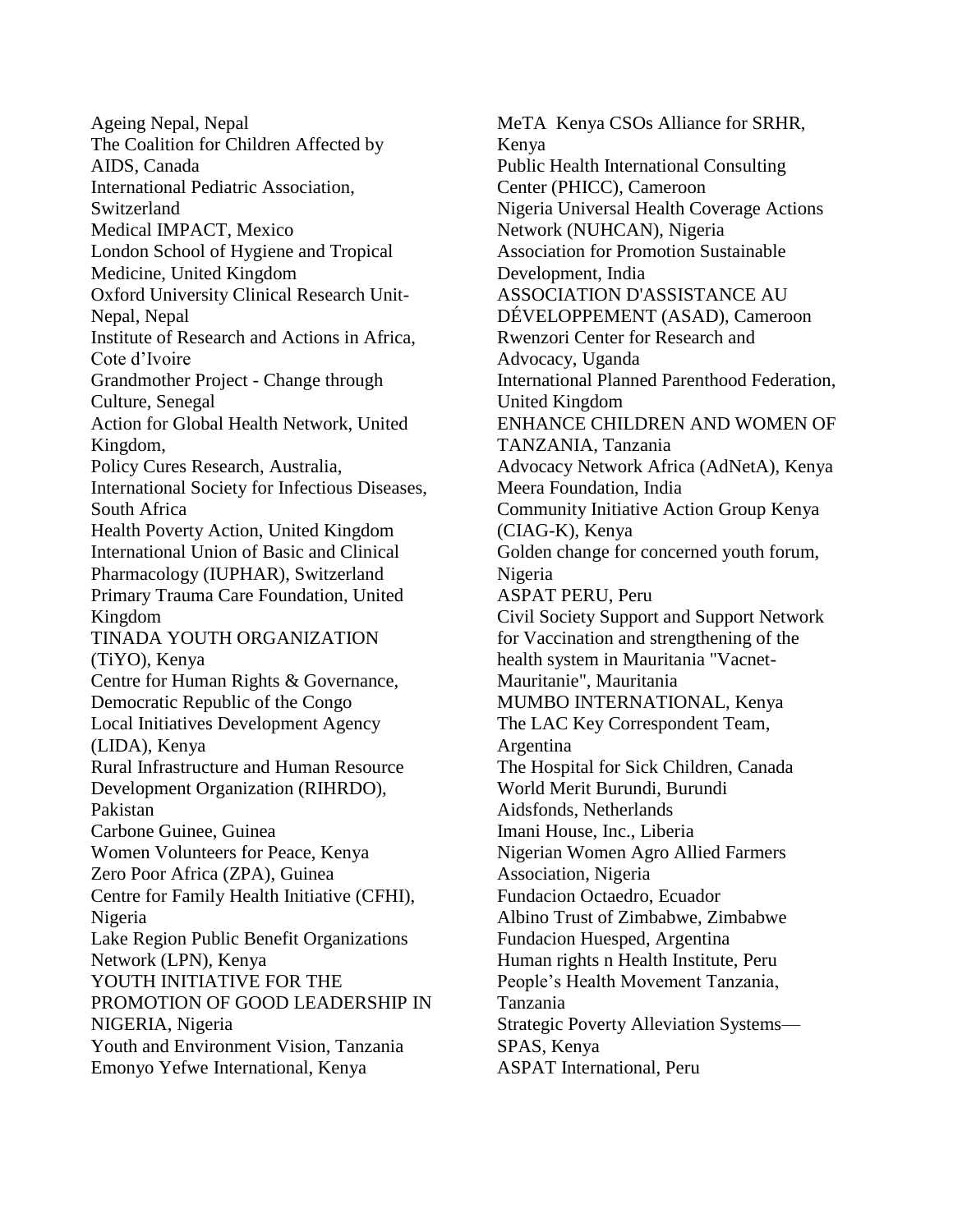Ageing Nepal, Nepal
The Coalition for Children Affected by AIDS, Canada
International Pediatric Association, Switzerland
Medical IMPACT, Mexico
London School of Hygiene and Tropical Medicine, United Kingdom
Oxford University Clinical Research Unit-Nepal, Nepal
Institute of Research and Actions in Africa, Cote d'Ivoire
Grandmother Project - Change through Culture, Senegal
Action for Global Health Network, United Kingdom,
Policy Cures Research, Australia,
International Society for Infectious Diseases, South Africa
Health Poverty Action, United Kingdom
International Union of Basic and Clinical Pharmacology (IUPHAR), Switzerland
Primary Trauma Care Foundation, United Kingdom
TINADA YOUTH ORGANIZATION (TiYO), Kenya
Centre for Human Rights & Governance, Democratic Republic of the Congo
Local Initiatives Development Agency (LIDA), Kenya
Rural Infrastructure and Human Resource Development Organization (RIHRDO), Pakistan
Carbone Guinee, Guinea
Women Volunteers for Peace, Kenya
Zero Poor Africa (ZPA), Guinea
Centre for Family Health Initiative (CFHI), Nigeria
Lake Region Public Benefit Organizations Network (LPN), Kenya
YOUTH INITIATIVE FOR THE PROMOTION OF GOOD LEADERSHIP IN NIGERIA, Nigeria
Youth and Environment Vision, Tanzania
Emonyo Yefwe International, Kenya
MeTA Kenya CSOs Alliance for SRHR, Kenya
Public Health International Consulting Center (PHICC), Cameroon
Nigeria Universal Health Coverage Actions Network (NUHCAN), Nigeria
Association for Promotion Sustainable Development, India
ASSOCIATION D'ASSISTANCE AU DÉVELOPPEMENT (ASAD), Cameroon
Rwenzori Center for Research and Advocacy, Uganda
International Planned Parenthood Federation, United Kingdom
ENHANCE CHILDREN AND WOMEN OF TANZANIA, Tanzania
Advocacy Network Africa (AdNetA), Kenya
Meera Foundation, India
Community Initiative Action Group Kenya (CIAG-K), Kenya
Golden change for concerned youth forum, Nigeria
ASPAT PERU, Peru
Civil Society Support and Support Network for Vaccination and strengthening of the health system in Mauritania "Vacnet-Mauritanie", Mauritania
MUMBO INTERNATIONAL, Kenya
The LAC Key Correspondent Team, Argentina
The Hospital for Sick Children, Canada
World Merit Burundi, Burundi
Aidsfonds, Netherlands
Imani House, Inc., Liberia
Nigerian Women Agro Allied Farmers Association, Nigeria
Fundacion Octaedro, Ecuador
Albino Trust of Zimbabwe, Zimbabwe
Fundacion Huesped, Argentina
Human rights n Health Institute, Peru
People's Health Movement Tanzania, Tanzania
Strategic Poverty Alleviation Systems—SPAS, Kenya
ASPAT International, Peru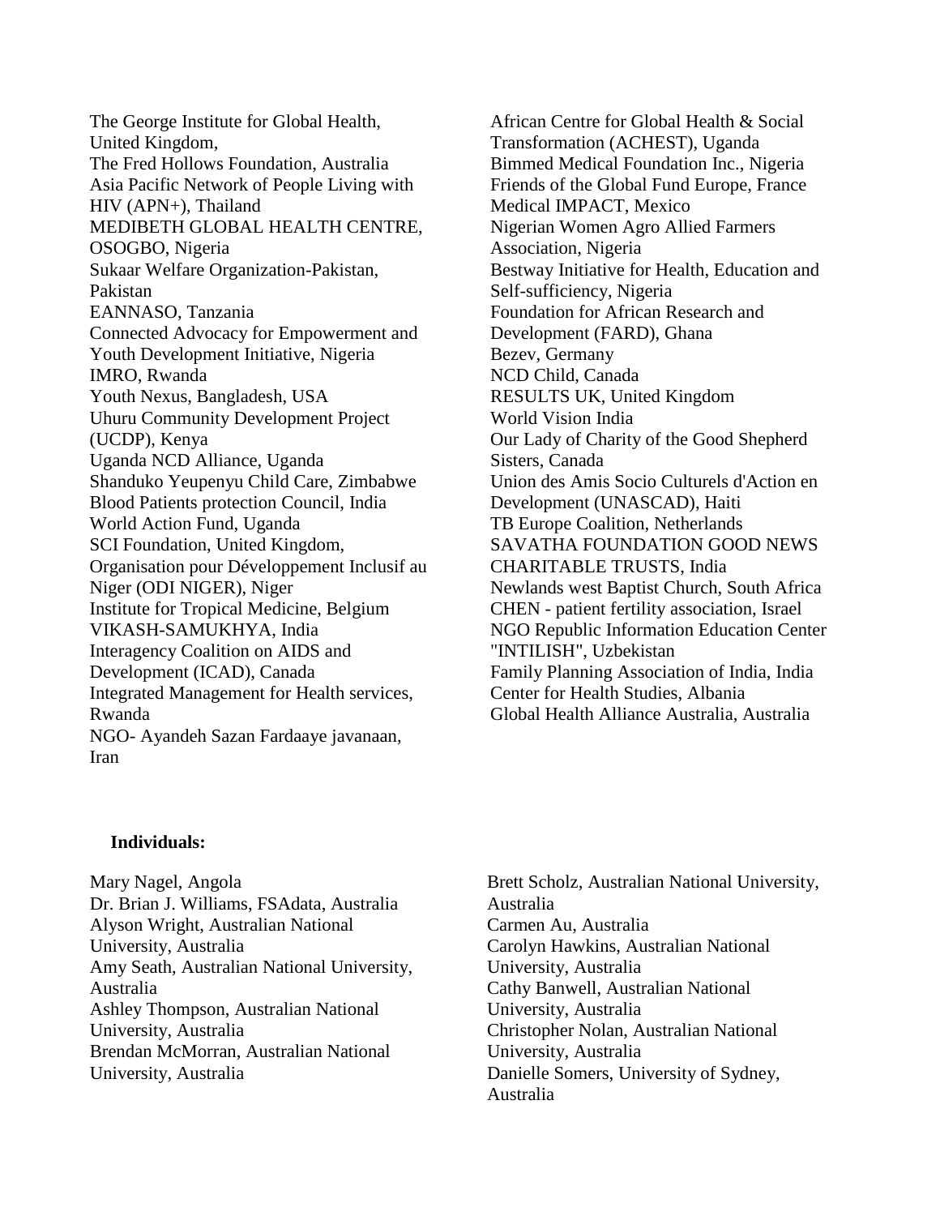The George Institute for Global Health, United Kingdom,
The Fred Hollows Foundation, Australia
Asia Pacific Network of People Living with HIV (APN+), Thailand
MEDIBETH GLOBAL HEALTH CENTRE, OSOGBO, Nigeria
Sukaar Welfare Organization-Pakistan, Pakistan
EANNASO, Tanzania
Connected Advocacy for Empowerment and Youth Development Initiative, Nigeria
IMRO, Rwanda
Youth Nexus, Bangladesh, USA
Uhuru Community Development Project (UCDP), Kenya
Uganda NCD Alliance, Uganda
Shanduko Yeupenyu Child Care, Zimbabwe
Blood Patients protection Council, India
World Action Fund, Uganda
SCI Foundation, United Kingdom,
Organisation pour Développement Inclusif au Niger (ODI NIGER), Niger
Institute for Tropical Medicine, Belgium
VIKASH-SAMUKHYA, India
Interagency Coalition on AIDS and Development (ICAD), Canada
Integrated Management for Health services, Rwanda
NGO- Ayandeh Sazan Fardaaye javanaan, Iran
African Centre for Global Health & Social Transformation (ACHEST), Uganda
Bimmed Medical Foundation Inc., Nigeria
Friends of the Global Fund Europe, France
Medical IMPACT, Mexico
Nigerian Women Agro Allied Farmers Association, Nigeria
Bestway Initiative for Health, Education and Self-sufficiency, Nigeria
Foundation for African Research and Development (FARD), Ghana
Bezev, Germany
NCD Child, Canada
RESULTS UK, United Kingdom
World Vision India
Our Lady of Charity of the Good Shepherd Sisters, Canada
Union des Amis Socio Culturels d'Action en Development (UNASCAD), Haiti
TB Europe Coalition, Netherlands
SAVATHA FOUNDATION GOOD NEWS CHARITABLE TRUSTS, India
Newlands west Baptist Church, South Africa
CHEN - patient fertility association, Israel
NGO Republic Information Education Center "INTILISH", Uzbekistan
Family Planning Association of India, India
Center for Health Studies, Albania
Global Health Alliance Australia, Australia

**Individuals:**

Mary Nagel, Angola
Dr. Brian J. Williams, FSAdata, Australia
Alyson Wright, Australian National University, Australia
Amy Seath, Australian National University, Australia
Ashley Thompson, Australian National University, Australia
Brendan McMorran, Australian National University, Australia
Brett Scholz, Australian National University, Australia
Carmen Au, Australia
Carolyn Hawkins, Australian National University, Australia
Cathy Banwell, Australian National University, Australia
Christopher Nolan, Australian National University, Australia
Danielle Somers, University of Sydney, Australia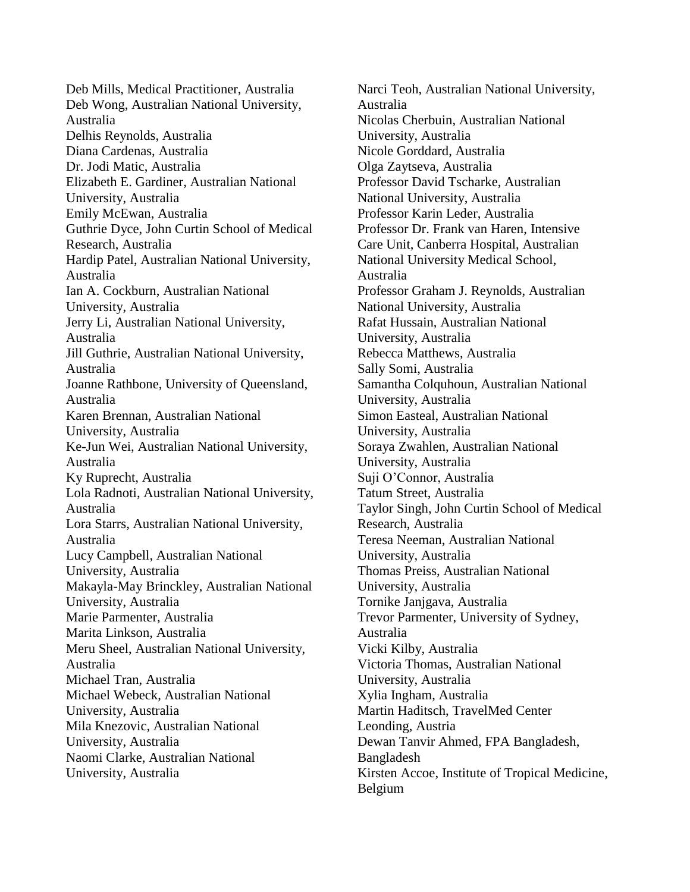Deb Mills, Medical Practitioner, Australia
Deb Wong, Australian National University, Australia
Delhis Reynolds, Australia
Diana Cardenas, Australia
Dr. Jodi Matic, Australia
Elizabeth E. Gardiner, Australian National University, Australia
Emily McEwan, Australia
Guthrie Dyce, John Curtin School of Medical Research, Australia
Hardip Patel, Australian National University, Australia
Ian A. Cockburn, Australian National University, Australia
Jerry Li, Australian National University, Australia
Jill Guthrie, Australian National University, Australia
Joanne Rathbone, University of Queensland, Australia
Karen Brennan, Australian National University, Australia
Ke-Jun Wei, Australian National University, Australia
Ky Ruprecht, Australia
Lola Radnoti, Australian National University, Australia
Lora Starrs, Australian National University, Australia
Lucy Campbell, Australian National University, Australia
Makayla-May Brinckley, Australian National University, Australia
Marie Parmenter, Australia
Marita Linkson, Australia
Meru Sheel, Australian National University, Australia
Michael Tran, Australia
Michael Webeck, Australian National University, Australia
Mila Knezovic, Australian National University, Australia
Naomi Clarke, Australian National University, Australia
Narci Teoh, Australian National University, Australia
Nicolas Cherbuin, Australian National University, Australia
Nicole Gorddard, Australia
Olga Zaytseva, Australia
Professor David Tscharke, Australian National University, Australia
Professor Karin Leder, Australia
Professor Dr. Frank van Haren, Intensive Care Unit, Canberra Hospital, Australian National University Medical School, Australia
Professor Graham J. Reynolds, Australian National University, Australia
Rafat Hussain, Australian National University, Australia
Rebecca Matthews, Australia
Sally Somi, Australia
Samantha Colquhoun, Australian National University, Australia
Simon Easteal, Australian National University, Australia
Soraya Zwahlen, Australian National University, Australia
Suji O'Connor, Australia
Tatum Street, Australia
Taylor Singh, John Curtin School of Medical Research, Australia
Teresa Neeman, Australian National University, Australia
Thomas Preiss, Australian National University, Australia
Tornike Janjgava, Australia
Trevor Parmenter, University of Sydney, Australia
Vicki Kilby, Australia
Victoria Thomas, Australian National University, Australia
Xylia Ingham, Australia
Martin Haditsch, TravelMed Center Leonding, Austria
Dewan Tanvir Ahmed, FPA Bangladesh, Bangladesh
Kirsten Accoe, Institute of Tropical Medicine, Belgium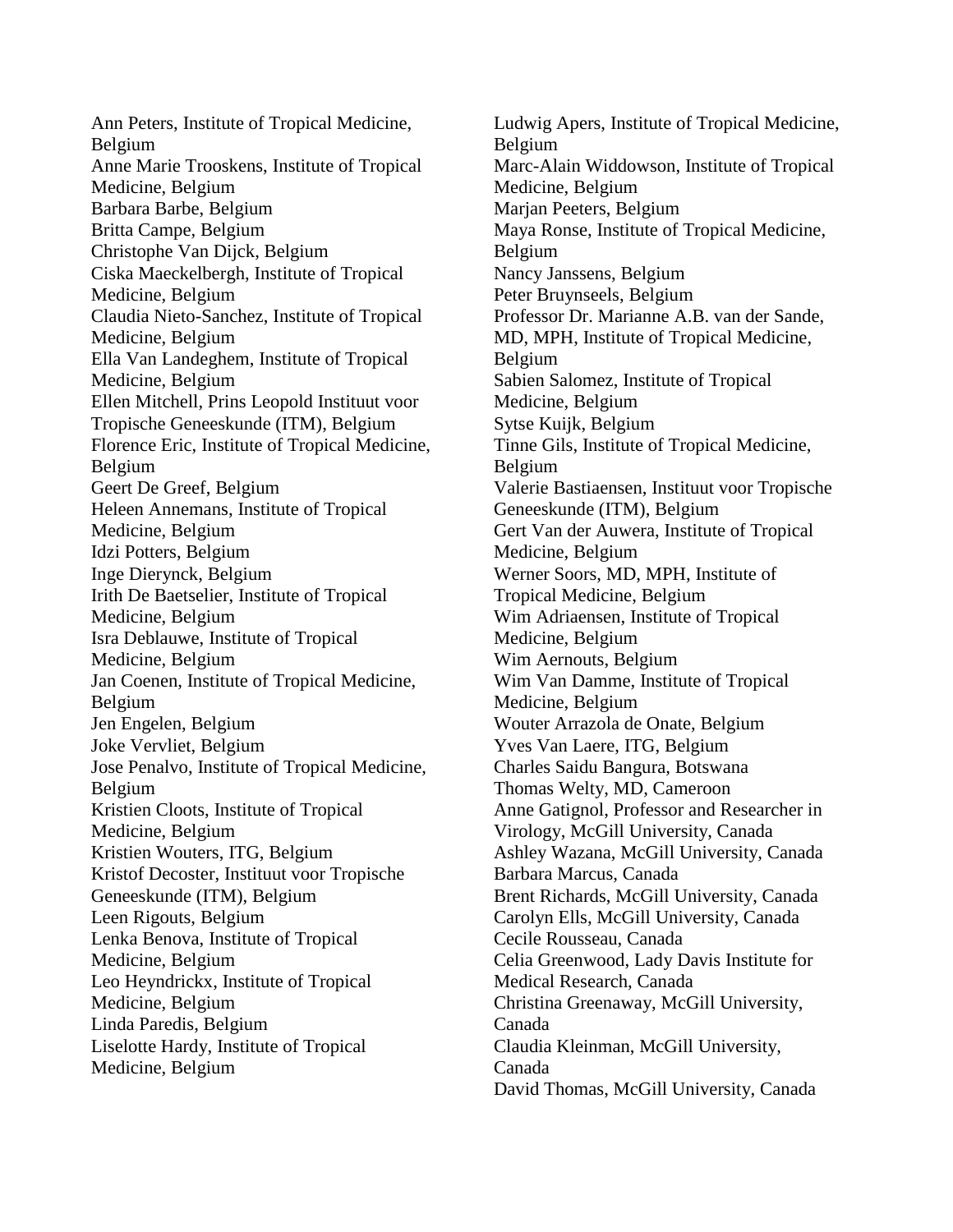Ann Peters, Institute of Tropical Medicine, Belgium
Anne Marie Trooskens, Institute of Tropical Medicine, Belgium
Barbara Barbe, Belgium
Britta Campe, Belgium
Christophe Van Dijck, Belgium
Ciska Maeckelbergh, Institute of Tropical Medicine, Belgium
Claudia Nieto-Sanchez, Institute of Tropical Medicine, Belgium
Ella Van Landeghem, Institute of Tropical Medicine, Belgium
Ellen Mitchell, Prins Leopold Instituut voor Tropische Geneeskunde (ITM), Belgium
Florence Eric, Institute of Tropical Medicine, Belgium
Geert De Greef, Belgium
Heleen Annemans, Institute of Tropical Medicine, Belgium
Idzi Potters, Belgium
Inge Dierynck, Belgium
Irith De Baetselier, Institute of Tropical Medicine, Belgium
Isra Deblauwe, Institute of Tropical Medicine, Belgium
Jan Coenen, Institute of Tropical Medicine, Belgium
Jen Engelen, Belgium
Joke Vervliet, Belgium
Jose Penalvo, Institute of Tropical Medicine, Belgium
Kristien Cloots, Institute of Tropical Medicine, Belgium
Kristien Wouters, ITG, Belgium
Kristof Decoster, Instituut voor Tropische Geneeskunde (ITM), Belgium
Leen Rigouts, Belgium
Lenka Benova, Institute of Tropical Medicine, Belgium
Leo Heyndrickx, Institute of Tropical Medicine, Belgium
Linda Paredis, Belgium
Liselotte Hardy, Institute of Tropical Medicine, Belgium
Ludwig Apers, Institute of Tropical Medicine, Belgium
Marc-Alain Widdowson, Institute of Tropical Medicine, Belgium
Marjan Peeters, Belgium
Maya Ronse, Institute of Tropical Medicine, Belgium
Nancy Janssens, Belgium
Peter Bruynseels, Belgium
Professor Dr. Marianne A.B. van der Sande, MD, MPH, Institute of Tropical Medicine, Belgium
Sabien Salomez, Institute of Tropical Medicine, Belgium
Sytse Kuijk, Belgium
Tinne Gils, Institute of Tropical Medicine, Belgium
Valerie Bastiaensen, Instituut voor Tropische Geneeskunde (ITM), Belgium
Gert Van der Auwera, Institute of Tropical Medicine, Belgium
Werner Soors, MD, MPH, Institute of Tropical Medicine, Belgium
Wim Adriaensen, Institute of Tropical Medicine, Belgium
Wim Aernouts, Belgium
Wim Van Damme, Institute of Tropical Medicine, Belgium
Wouter Arrazola de Onate, Belgium
Yves Van Laere, ITG, Belgium
Charles Saidu Bangura, Botswana
Thomas Welty, MD, Cameroon
Anne Gatignol, Professor and Researcher in Virology, McGill University, Canada
Ashley Wazana, McGill University, Canada
Barbara Marcus, Canada
Brent Richards, McGill University, Canada
Carolyn Ells, McGill University, Canada
Cecile Rousseau, Canada
Celia Greenwood, Lady Davis Institute for Medical Research, Canada
Christina Greenaway, McGill University, Canada
Claudia Kleinman, McGill University, Canada
David Thomas, McGill University, Canada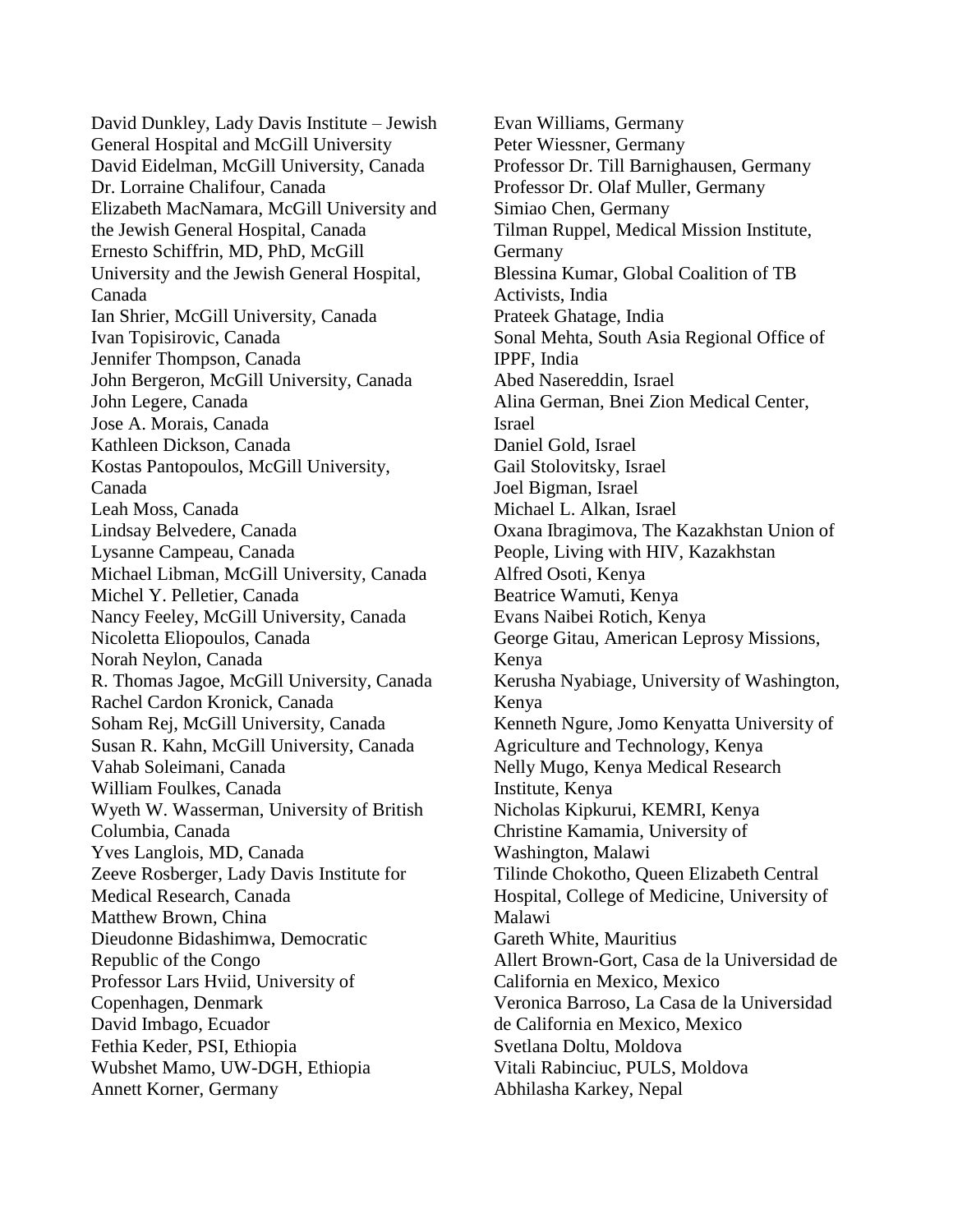David Dunkley, Lady Davis Institute – Jewish General Hospital and McGill University
David Eidelman, McGill University, Canada
Dr. Lorraine Chalifour, Canada
Elizabeth MacNamara, McGill University and the Jewish General Hospital, Canada
Ernesto Schiffrin, MD, PhD, McGill University and the Jewish General Hospital, Canada
Ian Shrier, McGill University, Canada
Ivan Topisirovic, Canada
Jennifer Thompson, Canada
John Bergeron, McGill University, Canada
John Legere, Canada
Jose A. Morais, Canada
Kathleen Dickson, Canada
Kostas Pantopoulos, McGill University, Canada
Leah Moss, Canada
Lindsay Belvedere, Canada
Lysanne Campeau, Canada
Michael Libman, McGill University, Canada
Michel Y. Pelletier, Canada
Nancy Feeley, McGill University, Canada
Nicoletta Eliopoulos, Canada
Norah Neylon, Canada
R. Thomas Jagoe, McGill University, Canada
Rachel Cardon Kronick, Canada
Soham Rej, McGill University, Canada
Susan R. Kahn, McGill University, Canada
Vahab Soleimani, Canada
William Foulkes, Canada
Wyeth W. Wasserman, University of British Columbia, Canada
Yves Langlois, MD, Canada
Zeeve Rosberger, Lady Davis Institute for Medical Research, Canada
Matthew Brown, China
Dieudonne Bidashimwa, Democratic Republic of the Congo
Professor Lars Hviid, University of Copenhagen, Denmark
David Imbago, Ecuador
Fethia Keder, PSI, Ethiopia
Wubshet Mamo, UW-DGH, Ethiopia
Annett Korner, Germany
Evan Williams, Germany
Peter Wiessner, Germany
Professor Dr. Till Barnighausen, Germany
Professor Dr. Olaf Muller, Germany
Simiao Chen, Germany
Tilman Ruppel, Medical Mission Institute, Germany
Blessina Kumar, Global Coalition of TB Activists, India
Prateek Ghatage, India
Sonal Mehta, South Asia Regional Office of IPPF, India
Abed Nasereddin, Israel
Alina German, Bnei Zion Medical Center, Israel
Daniel Gold, Israel
Gail Stolovitsky, Israel
Joel Bigman, Israel
Michael L. Alkan, Israel
Oxana Ibragimova, The Kazakhstan Union of People, Living with HIV, Kazakhstan
Alfred Osoti, Kenya
Beatrice Wamuti, Kenya
Evans Naibei Rotich, Kenya
George Gitau, American Leprosy Missions, Kenya
Kerusha Nyabiage, University of Washington, Kenya
Kenneth Ngure, Jomo Kenyatta University of Agriculture and Technology, Kenya
Nelly Mugo, Kenya Medical Research Institute, Kenya
Nicholas Kipkurui, KEMRI, Kenya
Christine Kamamia, University of Washington, Malawi
Tilinde Chokotho, Queen Elizabeth Central Hospital, College of Medicine, University of Malawi
Gareth White, Mauritius
Allert Brown-Gort, Casa de la Universidad de California en Mexico, Mexico
Veronica Barroso, La Casa de la Universidad de California en Mexico, Mexico
Svetlana Doltu, Moldova
Vitali Rabinciuc, PULS, Moldova
Abhilasha Karkey, Nepal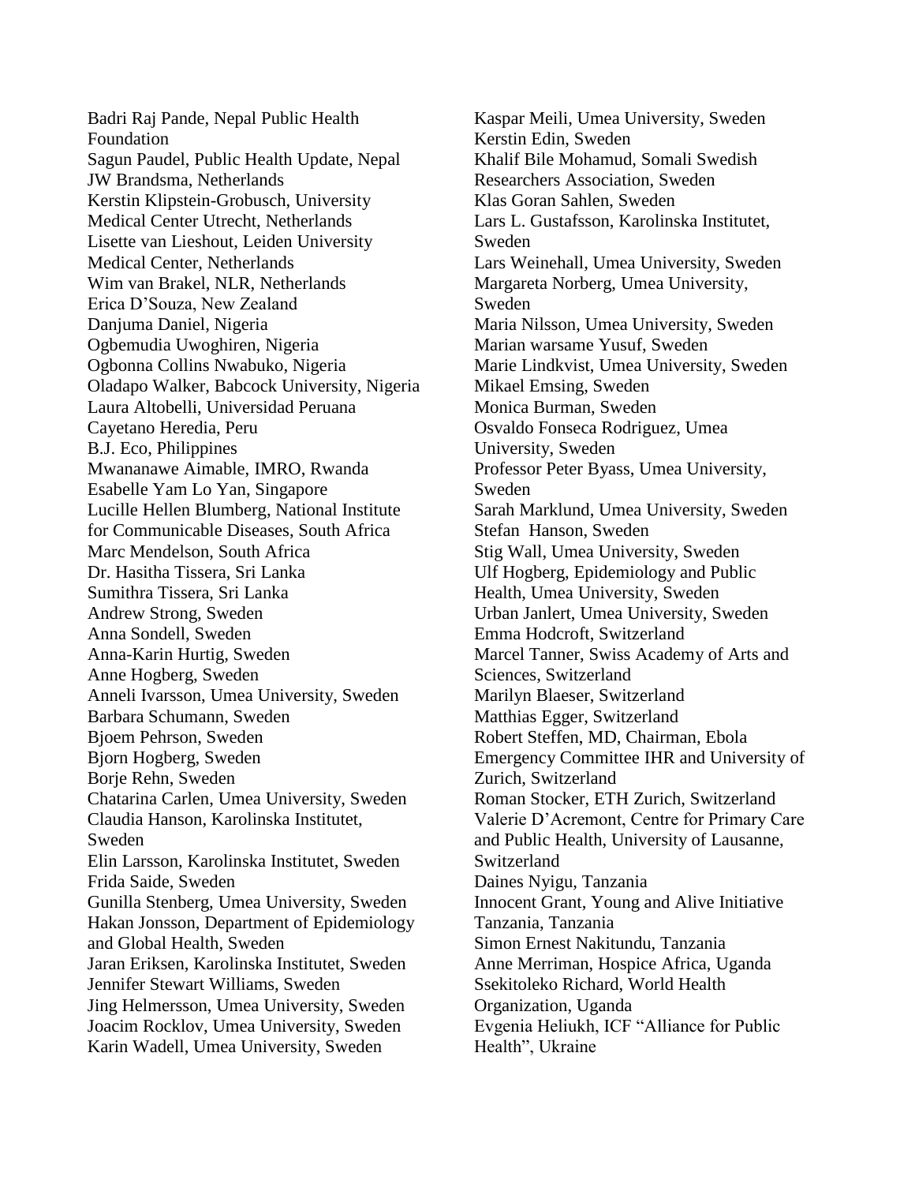Badri Raj Pande, Nepal Public Health Foundation
Sagun Paudel, Public Health Update, Nepal
JW Brandsma, Netherlands
Kerstin Klipstein-Grobusch, University Medical Center Utrecht, Netherlands
Lisette van Lieshout, Leiden University Medical Center, Netherlands
Wim van Brakel, NLR, Netherlands
Erica D'Souza, New Zealand
Danjuma Daniel, Nigeria
Ogbemudia Uwoghiren, Nigeria
Ogbonna Collins Nwabuko, Nigeria
Oladapo Walker, Babcock University, Nigeria
Laura Altobelli, Universidad Peruana Cayetano Heredia, Peru
B.J. Eco, Philippines
Mwananawe Aimable, IMRO, Rwanda
Esabelle Yam Lo Yan, Singapore
Lucille Hellen Blumberg, National Institute for Communicable Diseases, South Africa
Marc Mendelson, South Africa
Dr. Hasitha Tissera, Sri Lanka
Sumithra Tissera, Sri Lanka
Andrew Strong, Sweden
Anna Sondell, Sweden
Anna-Karin Hurtig, Sweden
Anne Hogberg, Sweden
Anneli Ivarsson, Umea University, Sweden
Barbara Schumann, Sweden
Bjoem Pehrson, Sweden
Bjorn Hogberg, Sweden
Borje Rehn, Sweden
Chatarina Carlen, Umea University, Sweden
Claudia Hanson, Karolinska Institutet, Sweden
Elin Larsson, Karolinska Institutet, Sweden
Frida Saide, Sweden
Gunilla Stenberg, Umea University, Sweden
Hakan Jonsson, Department of Epidemiology and Global Health, Sweden
Jaran Eriksen, Karolinska Institutet, Sweden
Jennifer Stewart Williams, Sweden
Jing Helmersson, Umea University, Sweden
Joacim Rocklov, Umea University, Sweden
Karin Wadell, Umea University, Sweden
Kaspar Meili, Umea University, Sweden
Kerstin Edin, Sweden
Khalif Bile Mohamud, Somali Swedish Researchers Association, Sweden
Klas Goran Sahlen, Sweden
Lars L. Gustafsson, Karolinska Institutet, Sweden
Lars Weinehall, Umea University, Sweden
Margareta Norberg, Umea University, Sweden
Maria Nilsson, Umea University, Sweden
Marian warsame Yusuf, Sweden
Marie Lindkvist, Umea University, Sweden
Mikael Emsing, Sweden
Monica Burman, Sweden
Osvaldo Fonseca Rodriguez, Umea University, Sweden
Professor Peter Byass, Umea University, Sweden
Sarah Marklund, Umea University, Sweden
Stefan Hanson, Sweden
Stig Wall, Umea University, Sweden
Ulf Hogberg, Epidemiology and Public Health, Umea University, Sweden
Urban Janlert, Umea University, Sweden
Emma Hodcroft, Switzerland
Marcel Tanner, Swiss Academy of Arts and Sciences, Switzerland
Marilyn Blaeser, Switzerland
Matthias Egger, Switzerland
Robert Steffen, MD, Chairman, Ebola Emergency Committee IHR and University of Zurich, Switzerland
Roman Stocker, ETH Zurich, Switzerland
Valerie D'Acremont, Centre for Primary Care and Public Health, University of Lausanne, Switzerland
Daines Nyigu, Tanzania
Innocent Grant, Young and Alive Initiative Tanzania, Tanzania
Simon Ernest Nakitundu, Tanzania
Anne Merriman, Hospice Africa, Uganda
Ssekitoleko Richard, World Health Organization, Uganda
Evgenia Heliukh, ICF "Alliance for Public Health", Ukraine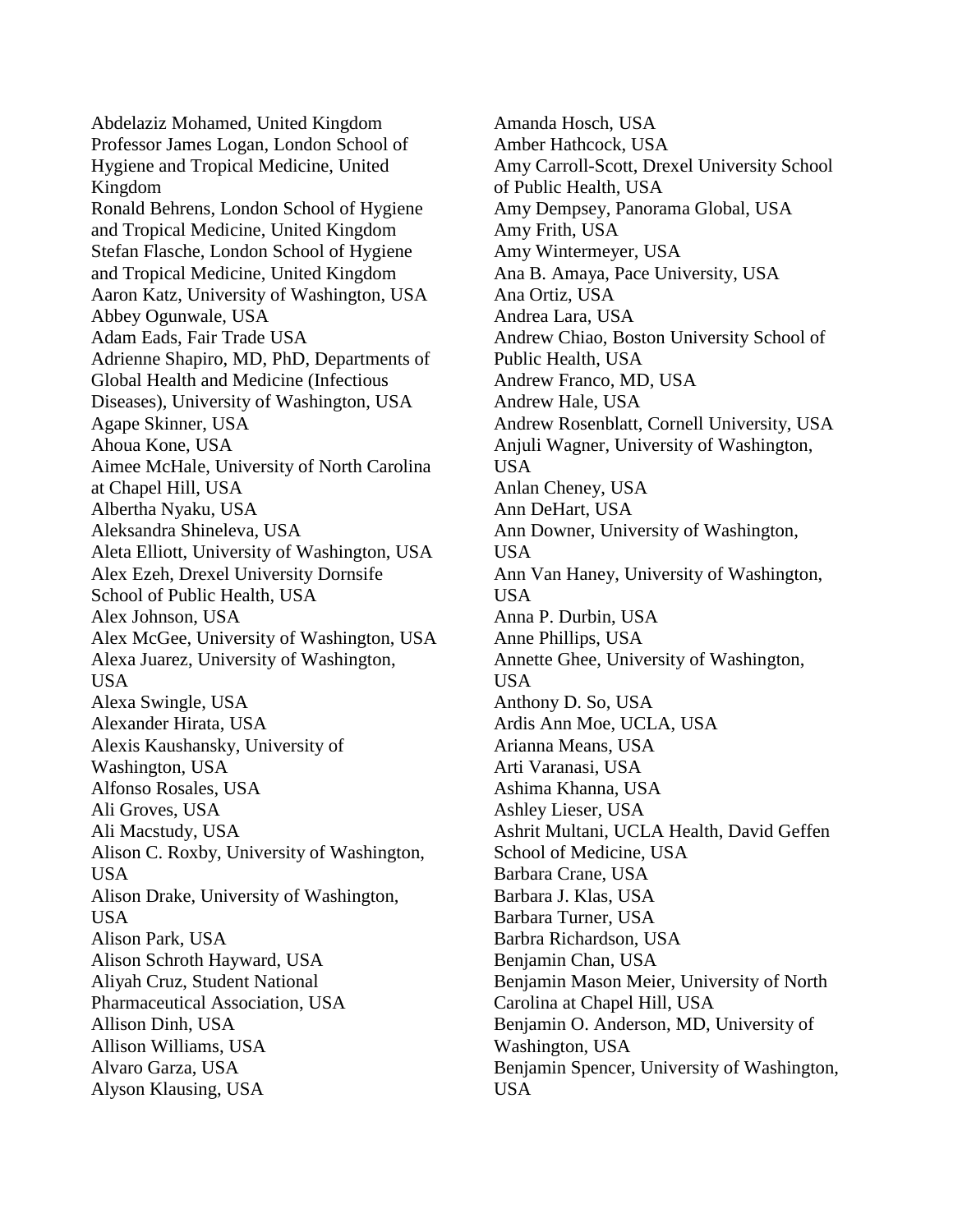Abdelaziz Mohamed, United Kingdom
Professor James Logan, London School of Hygiene and Tropical Medicine, United Kingdom
Ronald Behrens, London School of Hygiene and Tropical Medicine, United Kingdom
Stefan Flasche, London School of Hygiene and Tropical Medicine, United Kingdom
Aaron Katz, University of Washington, USA
Abbey Ogunwale, USA
Adam Eads, Fair Trade USA
Adrienne Shapiro, MD, PhD, Departments of Global Health and Medicine (Infectious Diseases), University of Washington, USA
Agape Skinner, USA
Ahoua Kone, USA
Aimee McHale, University of North Carolina at Chapel Hill, USA
Albertha Nyaku, USA
Aleksandra Shineleva, USA
Aleta Elliott, University of Washington, USA
Alex Ezeh, Drexel University Dornsife School of Public Health, USA
Alex Johnson, USA
Alex McGee, University of Washington, USA
Alexa Juarez, University of Washington, USA
Alexa Swingle, USA
Alexander Hirata, USA
Alexis Kaushansky, University of Washington, USA
Alfonso Rosales, USA
Ali Groves, USA
Ali Macstudy, USA
Alison C. Roxby, University of Washington, USA
Alison Drake, University of Washington, USA
Alison Park, USA
Alison Schroth Hayward, USA
Aliyah Cruz, Student National Pharmaceutical Association, USA
Allison Dinh, USA
Allison Williams, USA
Alvaro Garza, USA
Alyson Klausing, USA
Amanda Hosch, USA
Amber Hathcock, USA
Amy Carroll-Scott, Drexel University School of Public Health, USA
Amy Dempsey, Panorama Global, USA
Amy Frith, USA
Amy Wintermeyer, USA
Ana B. Amaya, Pace University, USA
Ana Ortiz, USA
Andrea Lara, USA
Andrew Chiao, Boston University School of Public Health, USA
Andrew Franco, MD, USA
Andrew Hale, USA
Andrew Rosenblatt, Cornell University, USA
Anjuli Wagner, University of Washington, USA
Anlan Cheney, USA
Ann DeHart, USA
Ann Downer, University of Washington, USA
Ann Van Haney, University of Washington, USA
Anna P. Durbin, USA
Anne Phillips, USA
Annette Ghee, University of Washington, USA
Anthony D. So, USA
Ardis Ann Moe, UCLA, USA
Arianna Means, USA
Arti Varanasi, USA
Ashima Khanna, USA
Ashley Lieser, USA
Ashrit Multani, UCLA Health, David Geffen School of Medicine, USA
Barbara Crane, USA
Barbara J. Klas, USA
Barbara Turner, USA
Barbra Richardson, USA
Benjamin Chan, USA
Benjamin Mason Meier, University of North Carolina at Chapel Hill, USA
Benjamin O. Anderson, MD, University of Washington, USA
Benjamin Spencer, University of Washington, USA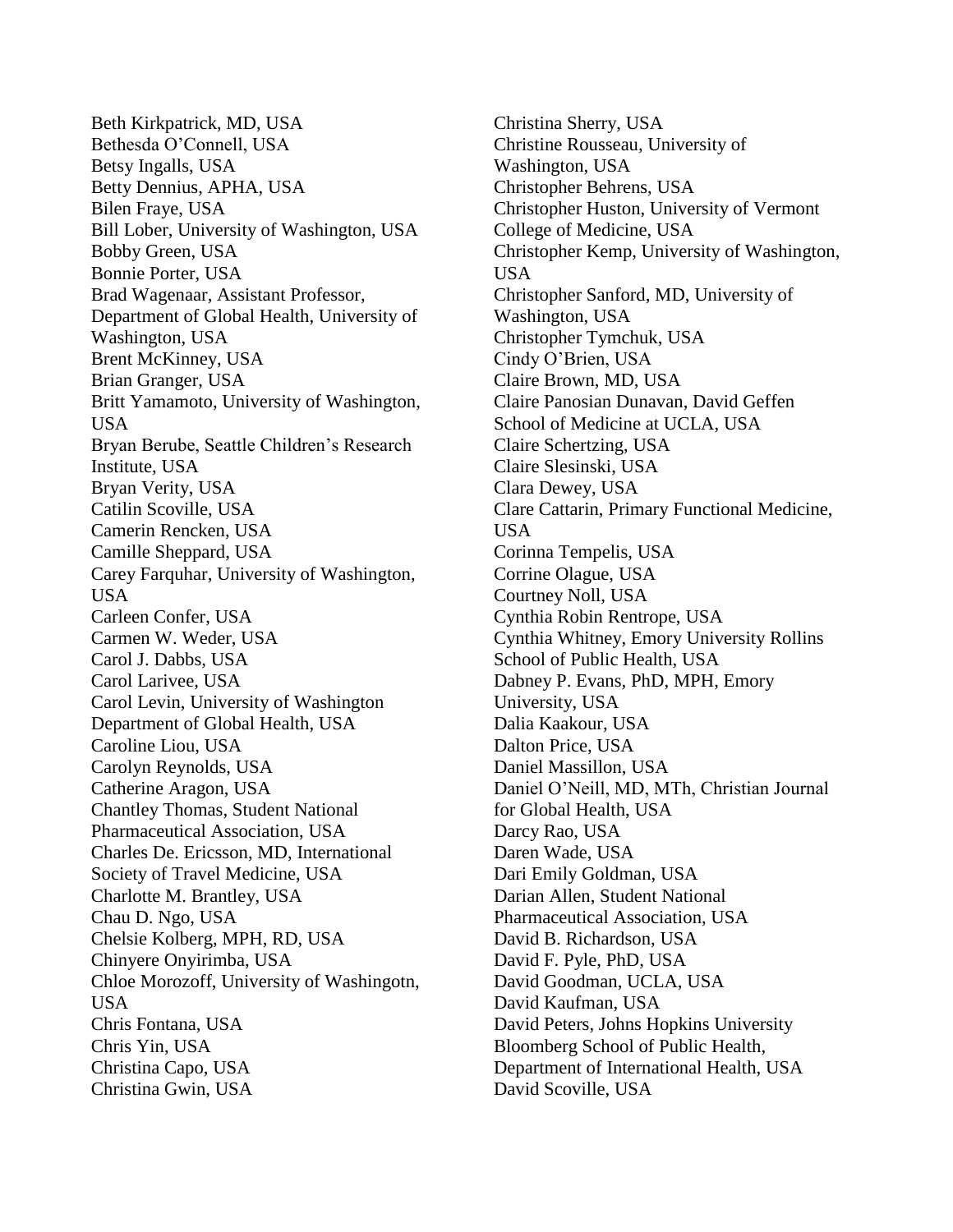Beth Kirkpatrick, MD, USA
Bethesda O'Connell, USA
Betsy Ingalls, USA
Betty Dennius, APHA, USA
Bilen Fraye, USA
Bill Lober, University of Washington, USA
Bobby Green, USA
Bonnie Porter, USA
Brad Wagenaar, Assistant Professor, Department of Global Health, University of Washington, USA
Brent McKinney, USA
Brian Granger, USA
Britt Yamamoto, University of Washington, USA
Bryan Berube, Seattle Children's Research Institute, USA
Bryan Verity, USA
Catilin Scoville, USA
Camerin Rencken, USA
Camille Sheppard, USA
Carey Farquhar, University of Washington, USA
Carleen Confer, USA
Carmen W. Weder, USA
Carol J. Dabbs, USA
Carol Larivee, USA
Carol Levin, University of Washington Department of Global Health, USA
Caroline Liou, USA
Carolyn Reynolds, USA
Catherine Aragon, USA
Chantley Thomas, Student National Pharmaceutical Association, USA
Charles De. Ericsson, MD, International Society of Travel Medicine, USA
Charlotte M. Brantley, USA
Chau D. Ngo, USA
Chelsie Kolberg, MPH, RD, USA
Chinyere Onyirimba, USA
Chloe Morozoff, University of Washingotn, USA
Chris Fontana, USA
Chris Yin, USA
Christina Capo, USA
Christina Gwin, USA
Christina Sherry, USA
Christine Rousseau, University of Washington, USA
Christopher Behrens, USA
Christopher Huston, University of Vermont College of Medicine, USA
Christopher Kemp, University of Washington, USA
Christopher Sanford, MD, University of Washington, USA
Christopher Tymchuk, USA
Cindy O'Brien, USA
Claire Brown, MD, USA
Claire Panosian Dunavan, David Geffen School of Medicine at UCLA, USA
Claire Schertzing, USA
Claire Slesinski, USA
Clara Dewey, USA
Clare Cattarin, Primary Functional Medicine, USA
Corinna Tempelis, USA
Corrine Olague, USA
Courtney Noll, USA
Cynthia Robin Rentrope, USA
Cynthia Whitney, Emory University Rollins School of Public Health, USA
Dabney P. Evans, PhD, MPH, Emory University, USA
Dalia Kaakour, USA
Dalton Price, USA
Daniel Massillon, USA
Daniel O'Neill, MD, MTh, Christian Journal for Global Health, USA
Darcy Rao, USA
Daren Wade, USA
Dari Emily Goldman, USA
Darian Allen, Student National Pharmaceutical Association, USA
David B. Richardson, USA
David F. Pyle, PhD, USA
David Goodman, UCLA, USA
David Kaufman, USA
David Peters, Johns Hopkins University Bloomberg School of Public Health, Department of International Health, USA
David Scoville, USA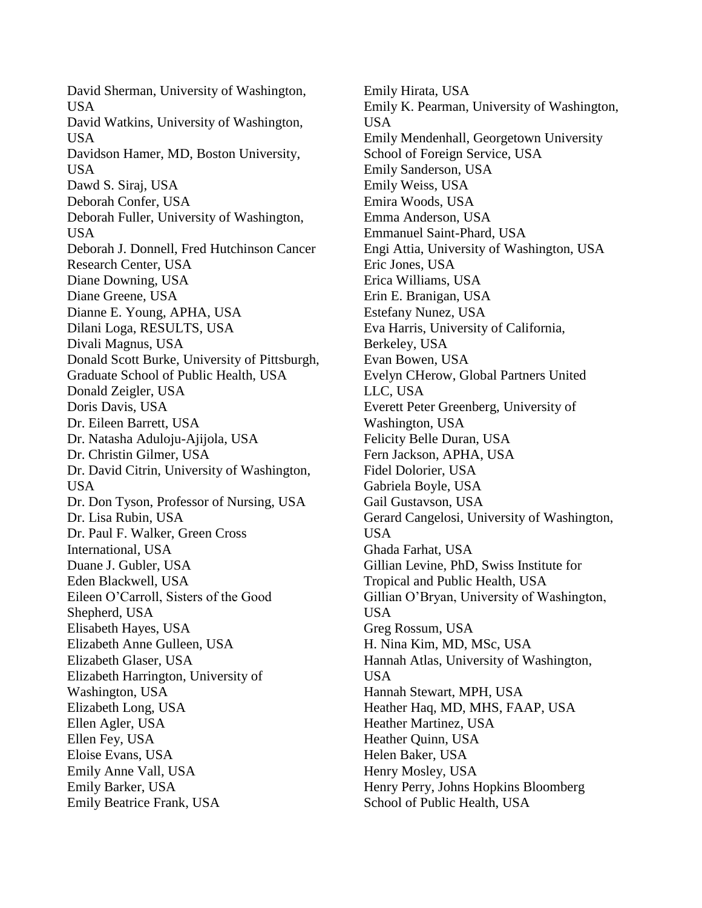David Sherman, University of Washington, USA
David Watkins, University of Washington, USA
Davidson Hamer, MD, Boston University, USA
Dawd S. Siraj, USA
Deborah Confer, USA
Deborah Fuller, University of Washington, USA
Deborah J. Donnell, Fred Hutchinson Cancer Research Center, USA
Diane Downing, USA
Diane Greene, USA
Dianne E. Young, APHA, USA
Dilani Loga, RESULTS, USA
Divali Magnus, USA
Donald Scott Burke, University of Pittsburgh, Graduate School of Public Health, USA
Donald Zeigler, USA
Doris Davis, USA
Dr. Eileen Barrett, USA
Dr. Natasha Aduloju-Ajijola, USA
Dr. Christin Gilmer, USA
Dr. David Citrin, University of Washington, USA
Dr. Don Tyson, Professor of Nursing, USA
Dr. Lisa Rubin, USA
Dr. Paul F. Walker, Green Cross International, USA
Duane J. Gubler, USA
Eden Blackwell, USA
Eileen O'Carroll, Sisters of the Good Shepherd, USA
Elisabeth Hayes, USA
Elizabeth Anne Gulleen, USA
Elizabeth Glaser, USA
Elizabeth Harrington, University of Washington, USA
Elizabeth Long, USA
Ellen Agler, USA
Ellen Fey, USA
Eloise Evans, USA
Emily Anne Vall, USA
Emily Barker, USA
Emily Beatrice Frank, USA
Emily Hirata, USA
Emily K. Pearman, University of Washington, USA
Emily Mendenhall, Georgetown University School of Foreign Service, USA
Emily Sanderson, USA
Emily Weiss, USA
Emira Woods, USA
Emma Anderson, USA
Emmanuel Saint-Phard, USA
Engi Attia, University of Washington, USA
Eric Jones, USA
Erica Williams, USA
Erin E. Branigan, USA
Estefany Nunez, USA
Eva Harris, University of California, Berkeley, USA
Evan Bowen, USA
Evelyn CHerow, Global Partners United LLC, USA
Everett Peter Greenberg, University of Washington, USA
Felicity Belle Duran, USA
Fern Jackson, APHA, USA
Fidel Dolorier, USA
Gabriela Boyle, USA
Gail Gustavson, USA
Gerard Cangelosi, University of Washington, USA
Ghada Farhat, USA
Gillian Levine, PhD, Swiss Institute for Tropical and Public Health, USA
Gillian O'Bryan, University of Washington, USA
Greg Rossum, USA
H. Nina Kim, MD, MSc, USA
Hannah Atlas, University of Washington, USA
Hannah Stewart, MPH, USA
Heather Haq, MD, MHS, FAAP, USA
Heather Martinez, USA
Heather Quinn, USA
Helen Baker, USA
Henry Mosley, USA
Henry Perry, Johns Hopkins Bloomberg School of Public Health, USA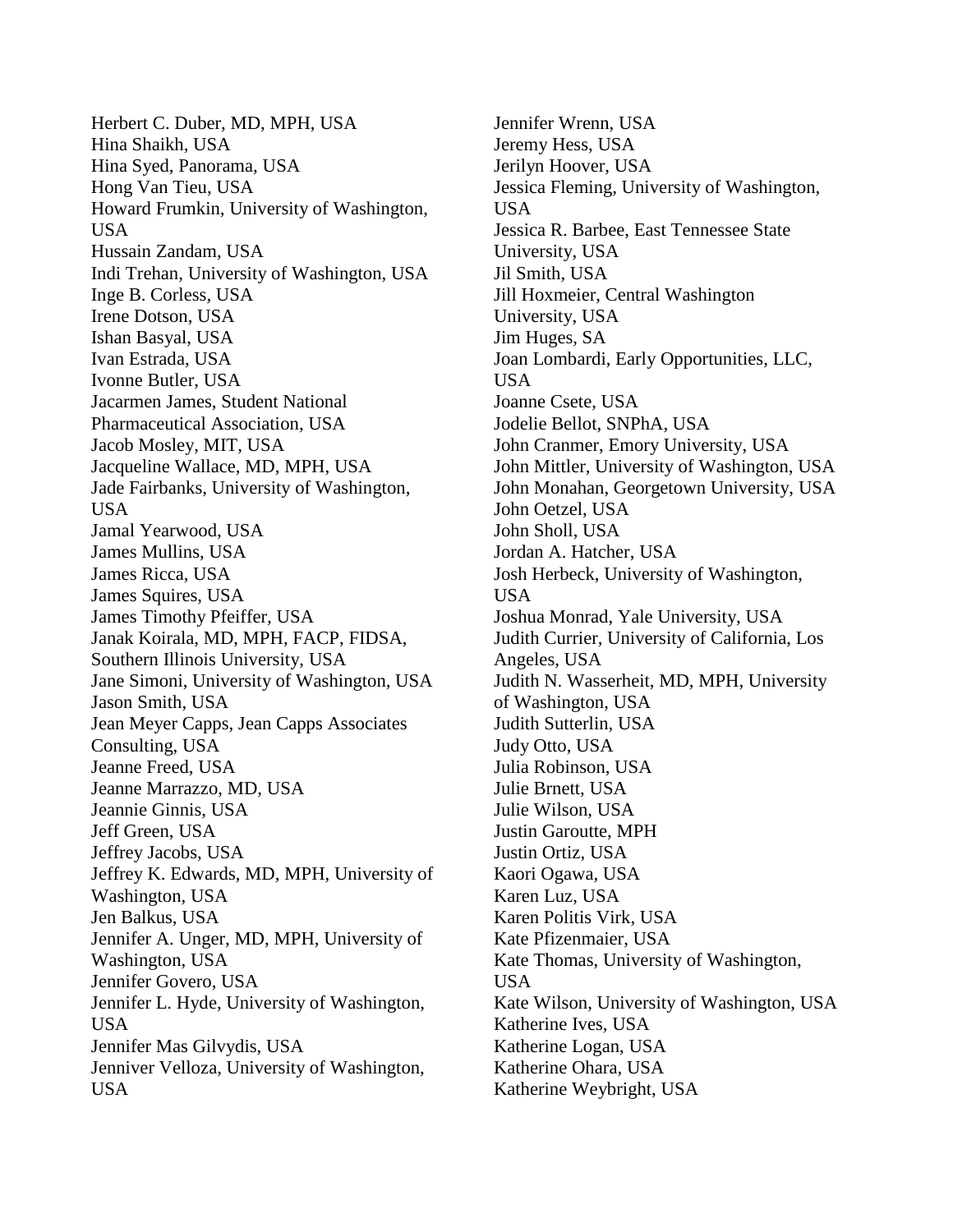Herbert C. Duber, MD, MPH, USA
Hina Shaikh, USA
Hina Syed, Panorama, USA
Hong Van Tieu, USA
Howard Frumkin, University of Washington, USA
Hussain Zandam, USA
Indi Trehan, University of Washington, USA
Inge B. Corless, USA
Irene Dotson, USA
Ishan Basyal, USA
Ivan Estrada, USA
Ivonne Butler, USA
Jacarmen James, Student National Pharmaceutical Association, USA
Jacob Mosley, MIT, USA
Jacqueline Wallace, MD, MPH, USA
Jade Fairbanks, University of Washington, USA
Jamal Yearwood, USA
James Mullins, USA
James Ricca, USA
James Squires, USA
James Timothy Pfeiffer, USA
Janak Koirala, MD, MPH, FACP, FIDSA, Southern Illinois University, USA
Jane Simoni, University of Washington, USA
Jason Smith, USA
Jean Meyer Capps, Jean Capps Associates Consulting, USA
Jeanne Freed, USA
Jeanne Marrazzo, MD, USA
Jeannie Ginnis, USA
Jeff Green, USA
Jeffrey Jacobs, USA
Jeffrey K. Edwards, MD, MPH, University of Washington, USA
Jen Balkus, USA
Jennifer A. Unger, MD, MPH, University of Washington, USA
Jennifer Govero, USA
Jennifer L. Hyde, University of Washington, USA
Jennifer Mas Gilvydis, USA
Jenniver Velloza, University of Washington, USA
Jennifer Wrenn, USA
Jeremy Hess, USA
Jerilyn Hoover, USA
Jessica Fleming, University of Washington, USA
Jessica R. Barbee, East Tennessee State University, USA
Jil Smith, USA
Jill Hoxmeier, Central Washington University, USA
Jim Huges, SA
Joan Lombardi, Early Opportunities, LLC, USA
Joanne Csete, USA
Jodelie Bellot, SNPhA, USA
John Cranmer, Emory University, USA
John Mittler, University of Washington, USA
John Monahan, Georgetown University, USA
John Oetzel, USA
John Sholl, USA
Jordan A. Hatcher, USA
Josh Herbeck, University of Washington, USA
Joshua Monrad, Yale University, USA
Judith Currier, University of California, Los Angeles, USA
Judith N. Wasserheit, MD, MPH, University of Washington, USA
Judith Sutterlin, USA
Judy Otto, USA
Julia Robinson, USA
Julie Brnett, USA
Julie Wilson, USA
Justin Garoutte, MPH
Justin Ortiz, USA
Kaori Ogawa, USA
Karen Luz, USA
Karen Politis Virk, USA
Kate Pfizenmaier, USA
Kate Thomas, University of Washington, USA
Kate Wilson, University of Washington, USA
Katherine Ives, USA
Katherine Logan, USA
Katherine Ohara, USA
Katherine Weybright, USA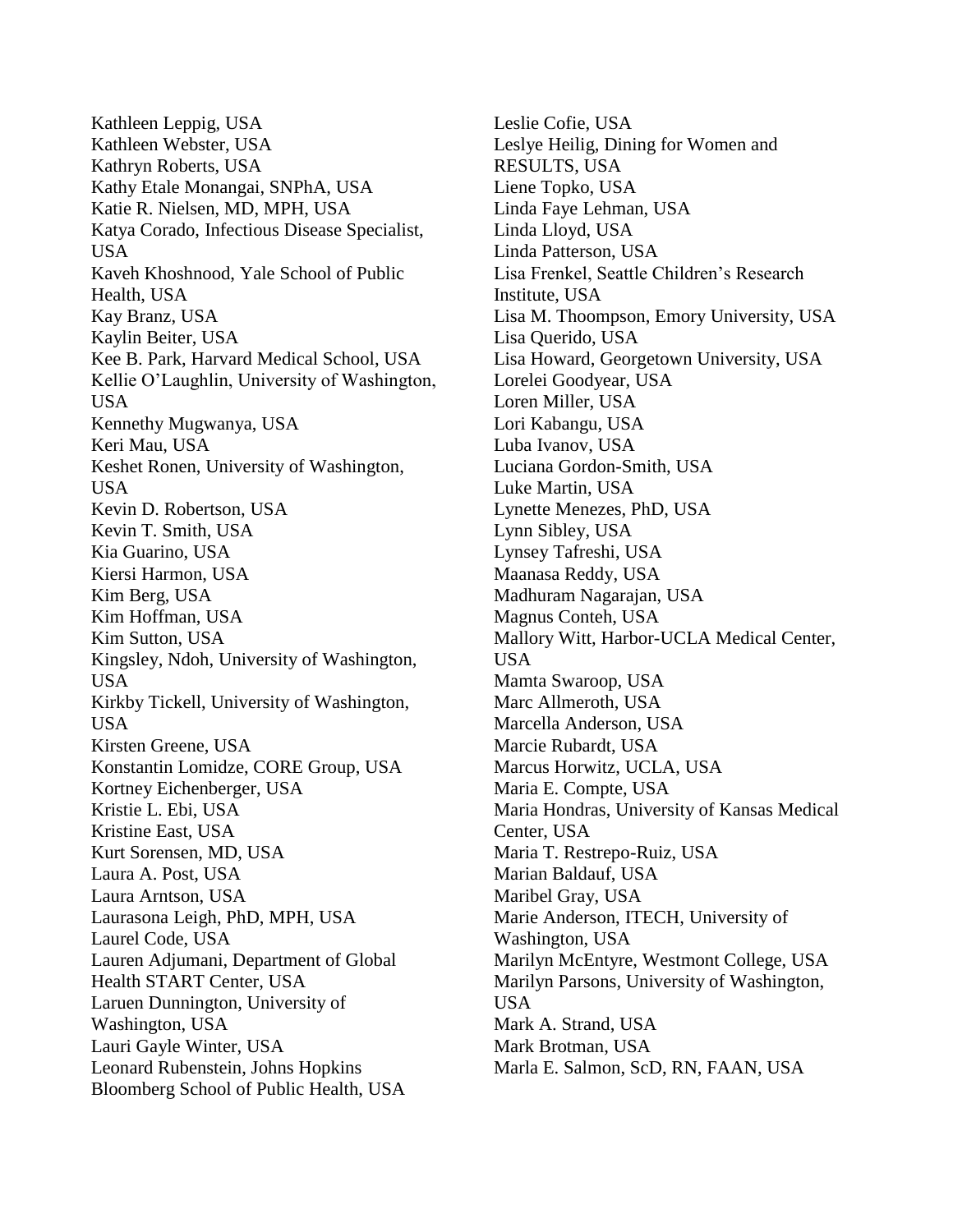Kathleen Leppig, USA
Kathleen Webster, USA
Kathryn Roberts, USA
Kathy Etale Monangai, SNPhA, USA
Katie R. Nielsen, MD, MPH, USA
Katya Corado, Infectious Disease Specialist, USA
Kaveh Khoshnood, Yale School of Public Health, USA
Kay Branz, USA
Kaylin Beiter, USA
Kee B. Park, Harvard Medical School, USA
Kellie O'Laughlin, University of Washington, USA
Kennethy Mugwanya, USA
Keri Mau, USA
Keshet Ronen, University of Washington, USA
Kevin D. Robertson, USA
Kevin T. Smith, USA
Kia Guarino, USA
Kiersi Harmon, USA
Kim Berg, USA
Kim Hoffman, USA
Kim Sutton, USA
Kingsley, Ndoh, University of Washington, USA
Kirkby Tickell, University of Washington, USA
Kirsten Greene, USA
Konstantin Lomidze, CORE Group, USA
Kortney Eichenberger, USA
Kristie L. Ebi, USA
Kristine East, USA
Kurt Sorensen, MD, USA
Laura A. Post, USA
Laura Arntson, USA
Laurasona Leigh, PhD, MPH, USA
Laurel Code, USA
Lauren Adjumani, Department of Global Health START Center, USA
Laruen Dunnington, University of Washington, USA
Lauri Gayle Winter, USA
Leonard Rubenstein, Johns Hopkins Bloomberg School of Public Health, USA
Leslie Cofie, USA
Leslye Heilig, Dining for Women and RESULTS, USA
Liene Topko, USA
Linda Faye Lehman, USA
Linda Lloyd, USA
Linda Patterson, USA
Lisa Frenkel, Seattle Children's Research Institute, USA
Lisa M. Thoompson, Emory University, USA
Lisa Querido, USA
Lisa Howard, Georgetown University, USA
Lorelei Goodyear, USA
Loren Miller, USA
Lori Kabangu, USA
Luba Ivanov, USA
Luciana Gordon-Smith, USA
Luke Martin, USA
Lynette Menezes, PhD, USA
Lynn Sibley, USA
Lynsey Tafreshi, USA
Maanasa Reddy, USA
Madhuram Nagarajan, USA
Magnus Conteh, USA
Mallory Witt, Harbor-UCLA Medical Center, USA
Mamta Swaroop, USA
Marc Allmeroth, USA
Marcella Anderson, USA
Marcie Rubardt, USA
Marcus Horwitz, UCLA, USA
Maria E. Compte, USA
Maria Hondras, University of Kansas Medical Center, USA
Maria T. Restrepo-Ruiz, USA
Marian Baldauf, USA
Maribel Gray, USA
Marie Anderson, ITECH, University of Washington, USA
Marilyn McEntyre, Westmont College, USA
Marilyn Parsons, University of Washington, USA
Mark A. Strand, USA
Mark Brotman, USA
Marla E. Salmon, ScD, RN, FAAN, USA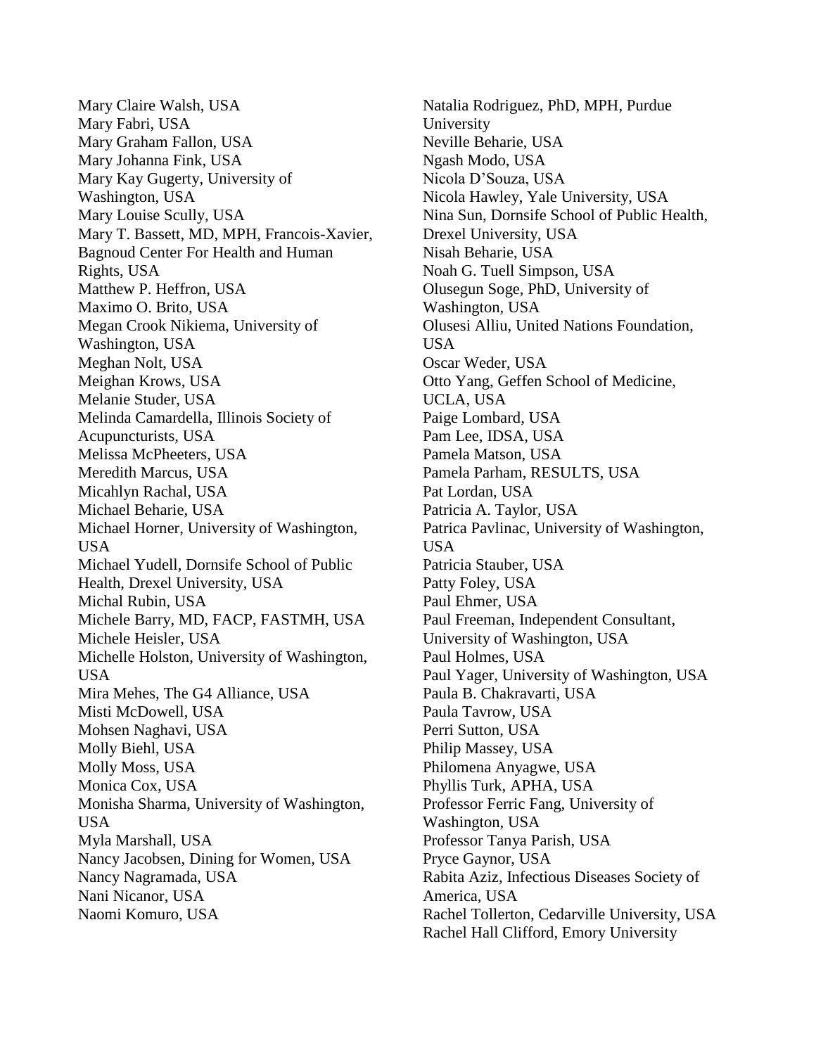Mary Claire Walsh, USA
Mary Fabri, USA
Mary Graham Fallon, USA
Mary Johanna Fink, USA
Mary Kay Gugerty, University of Washington, USA
Mary Louise Scully, USA
Mary T. Bassett, MD, MPH, Francois-Xavier, Bagnoud Center For Health and Human Rights, USA
Matthew P. Heffron, USA
Maximo O. Brito, USA
Megan Crook Nikiema, University of Washington, USA
Meghan Nolt, USA
Meighan Krows, USA
Melanie Studer, USA
Melinda Camardella, Illinois Society of Acupuncturists, USA
Melissa McPheeters, USA
Meredith Marcus, USA
Micahlyn Rachal, USA
Michael Beharie, USA
Michael Horner, University of Washington, USA
Michael Yudell, Dornsife School of Public Health, Drexel University, USA
Michal Rubin, USA
Michele Barry, MD, FACP, FASTMH, USA
Michele Heisler, USA
Michelle Holston, University of Washington, USA
Mira Mehes, The G4 Alliance, USA
Misti McDowell, USA
Mohsen Naghavi, USA
Molly Biehl, USA
Molly Moss, USA
Monica Cox, USA
Monisha Sharma, University of Washington, USA
Myla Marshall, USA
Nancy Jacobsen, Dining for Women, USA
Nancy Nagramada, USA
Nani Nicanor, USA
Naomi Komuro, USA
Natalia Rodriguez, PhD, MPH, Purdue University
Neville Beharie, USA
Ngash Modo, USA
Nicola D'Souza, USA
Nicola Hawley, Yale University, USA
Nina Sun, Dornsife School of Public Health, Drexel University, USA
Nisah Beharie, USA
Noah G. Tuell Simpson, USA
Olusegun Soge, PhD, University of Washington, USA
Olusesi Alliu, United Nations Foundation, USA
Oscar Weder, USA
Otto Yang, Geffen School of Medicine, UCLA, USA
Paige Lombard, USA
Pam Lee, IDSA, USA
Pamela Matson, USA
Pamela Parham, RESULTS, USA
Pat Lordan, USA
Patricia A. Taylor, USA
Patrica Pavlinac, University of Washington, USA
Patricia Stauber, USA
Patty Foley, USA
Paul Ehmer, USA
Paul Freeman, Independent Consultant, University of Washington, USA
Paul Holmes, USA
Paul Yager, University of Washington, USA
Paula B. Chakravarti, USA
Paula Tavrow, USA
Perri Sutton, USA
Philip Massey, USA
Philomena Anyagwe, USA
Phyllis Turk, APHA, USA
Professor Ferric Fang, University of Washington, USA
Professor Tanya Parish, USA
Pryce Gaynor, USA
Rabita Aziz, Infectious Diseases Society of America, USA
Rachel Tollerton, Cedarville University, USA
Rachel Hall Clifford, Emory University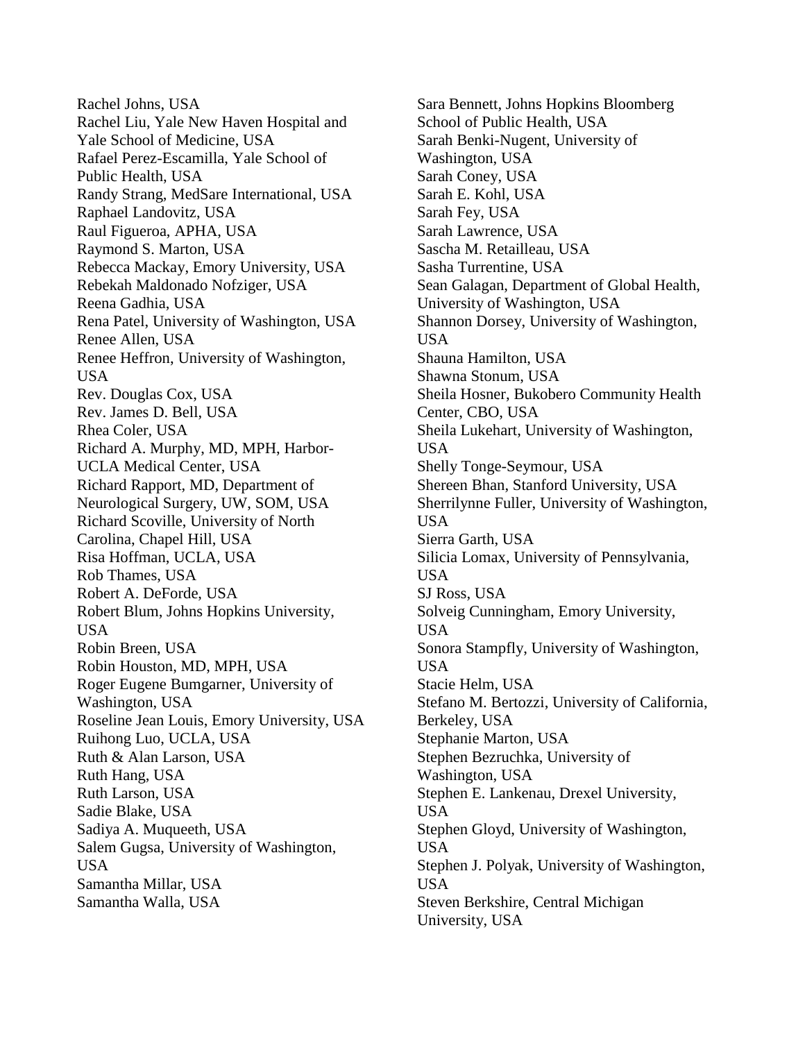Rachel Johns, USA
Rachel Liu, Yale New Haven Hospital and Yale School of Medicine, USA
Rafael Perez-Escamilla, Yale School of Public Health, USA
Randy Strang, MedSare International, USA
Raphael Landovitz, USA
Raul Figueroa, APHA, USA
Raymond S. Marton, USA
Rebecca Mackay, Emory University, USA
Rebekah Maldonado Nofziger, USA
Reena Gadhia, USA
Rena Patel, University of Washington, USA
Renee Allen, USA
Renee Heffron, University of Washington, USA
Rev. Douglas Cox, USA
Rev. James D. Bell, USA
Rhea Coler, USA
Richard A. Murphy, MD, MPH, Harbor-UCLA Medical Center, USA
Richard Rapport, MD, Department of Neurological Surgery, UW, SOM, USA
Richard Scoville, University of North Carolina, Chapel Hill, USA
Risa Hoffman, UCLA, USA
Rob Thames, USA
Robert A. DeForde, USA
Robert Blum, Johns Hopkins University, USA
Robin Breen, USA
Robin Houston, MD, MPH, USA
Roger Eugene Bumgarner, University of Washington, USA
Roseline Jean Louis, Emory University, USA
Ruihong Luo, UCLA, USA
Ruth & Alan Larson, USA
Ruth Hang, USA
Ruth Larson, USA
Sadie Blake, USA
Sadiya A. Muqueeth, USA
Salem Gugsa, University of Washington, USA
Samantha Millar, USA
Samantha Walla, USA
Sara Bennett, Johns Hopkins Bloomberg School of Public Health, USA
Sarah Benki-Nugent, University of Washington, USA
Sarah Coney, USA
Sarah E. Kohl, USA
Sarah Fey, USA
Sarah Lawrence, USA
Sascha M. Retailleau, USA
Sasha Turrentine, USA
Sean Galagan, Department of Global Health, University of Washington, USA
Shannon Dorsey, University of Washington, USA
Shauna Hamilton, USA
Shawna Stonum, USA
Sheila Hosner, Bukobero Community Health Center, CBO, USA
Sheila Lukehart, University of Washington, USA
Shelly Tonge-Seymour, USA
Shereen Bhan, Stanford University, USA
Sherrilynne Fuller, University of Washington, USA
Sierra Garth, USA
Silicia Lomax, University of Pennsylvania, USA
SJ Ross, USA
Solveig Cunningham, Emory University, USA
Sonora Stampfly, University of Washington, USA
Stacie Helm, USA
Stefano M. Bertozzi, University of California, Berkeley, USA
Stephanie Marton, USA
Stephen Bezruchka, University of Washington, USA
Stephen E. Lankenau, Drexel University, USA
Stephen Gloyd, University of Washington, USA
Stephen J. Polyak, University of Washington, USA
Steven Berkshire, Central Michigan University, USA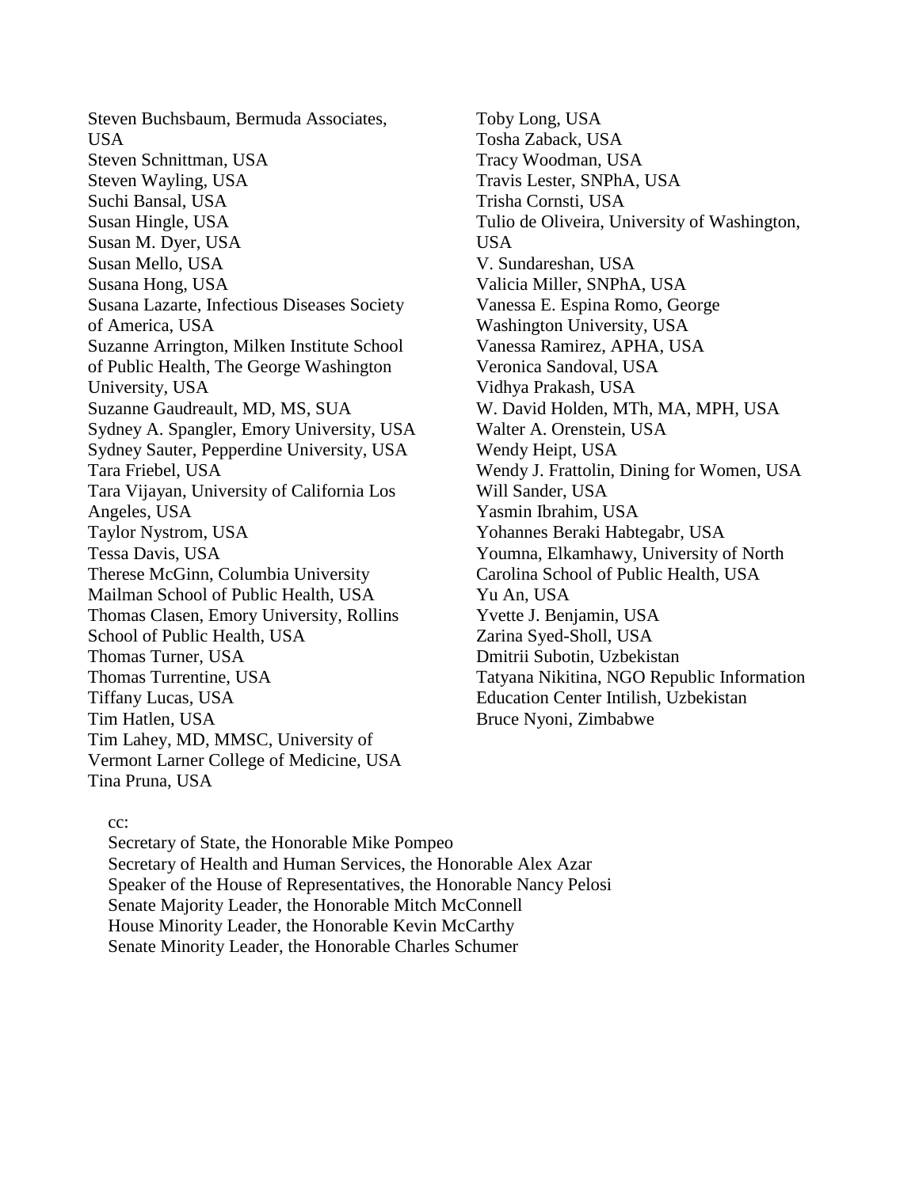Steven Buchsbaum, Bermuda Associates, USA
Steven Schnittman, USA
Steven Wayling, USA
Suchi Bansal, USA
Susan Hingle, USA
Susan M. Dyer, USA
Susan Mello, USA
Susana Hong, USA
Susana Lazarte, Infectious Diseases Society of America, USA
Suzanne Arrington, Milken Institute School of Public Health, The George Washington University, USA
Suzanne Gaudreault, MD, MS, SUA
Sydney A. Spangler, Emory University, USA
Sydney Sauter, Pepperdine University, USA
Tara Friebel, USA
Tara Vijayan, University of California Los Angeles, USA
Taylor Nystrom, USA
Tessa Davis, USA
Therese McGinn, Columbia University Mailman School of Public Health, USA
Thomas Clasen, Emory University, Rollins School of Public Health, USA
Thomas Turner, USA
Thomas Turrentine, USA
Tiffany Lucas, USA
Tim Hatlen, USA
Tim Lahey, MD, MMSC, University of Vermont Larner College of Medicine, USA
Tina Pruna, USA
Toby Long, USA
Tosha Zaback, USA
Tracy Woodman, USA
Travis Lester, SNPhA, USA
Trisha Cornsti, USA
Tulio de Oliveira, University of Washington, USA
V. Sundareshan, USA
Valicia Miller, SNPhA, USA
Vanessa E. Espina Romo, George Washington University, USA
Vanessa Ramirez, APHA, USA
Veronica Sandoval, USA
Vidhya Prakash, USA
W. David Holden, MTh, MA, MPH, USA
Walter A. Orenstein, USA
Wendy Heipt, USA
Wendy J. Frattolin, Dining for Women, USA
Will Sander, USA
Yasmin Ibrahim, USA
Yohannes Beraki Habtegabr, USA
Youmna, Elkamhawy, University of North Carolina School of Public Health, USA
Yu An, USA
Yvette J. Benjamin, USA
Zarina Syed-Sholl, USA
Dmitrii Subotin, Uzbekistan
Tatyana Nikitina, NGO Republic Information Education Center Intilish, Uzbekistan
Bruce Nyoni, Zimbabwe

cc:
Secretary of State, the Honorable Mike Pompeo
Secretary of Health and Human Services, the Honorable Alex Azar
Speaker of the House of Representatives, the Honorable Nancy Pelosi
Senate Majority Leader, the Honorable Mitch McConnell
House Minority Leader, the Honorable Kevin McCarthy
Senate Minority Leader, the Honorable Charles Schumer